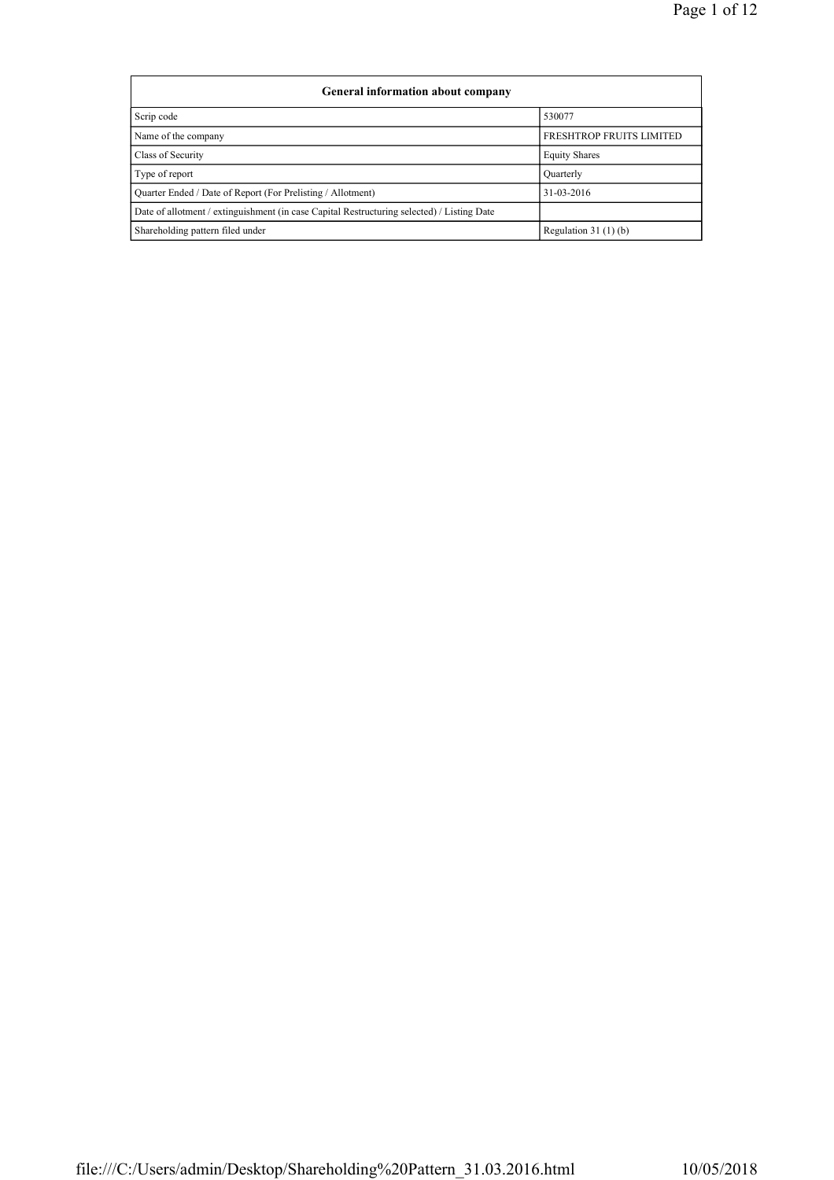| General information about company | |
|---|---|
| Scrip code | 530077 |
| Name of the company | FRESHTROP FRUITS LIMITED |
| Class of Security | Equity Shares |
| Type of report | Quarterly |
| Quarter Ended / Date of Report (For Prelisting / Allotment) | 31-03-2016 |
| Date of allotment / extinguishment (in case Capital Restructuring selected) / Listing Date | |
| Shareholding pattern filed under | Regulation 31 (1) (b) |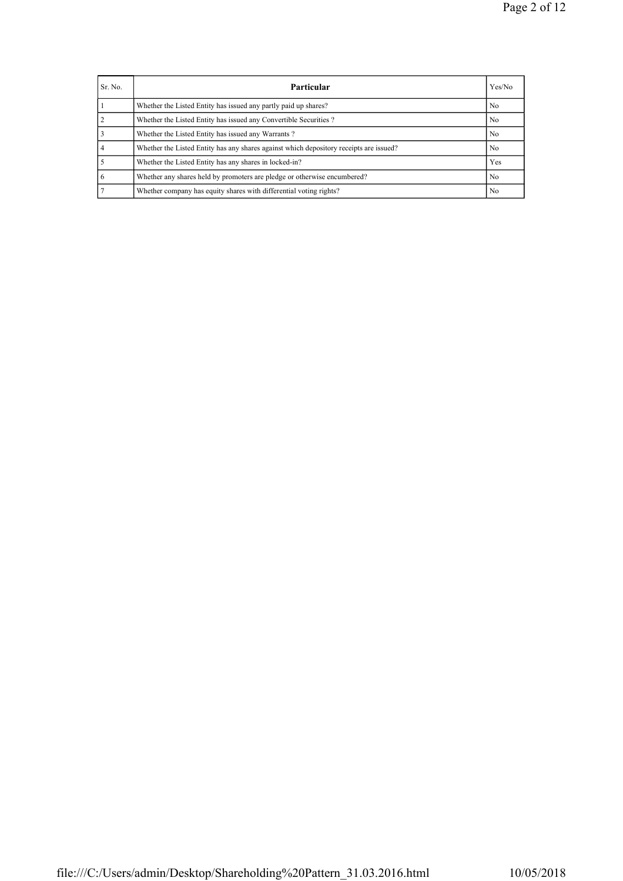| Sr. No. | Particular | Yes/No |
|---|---|---|
| 1 | Whether the Listed Entity has issued any partly paid up shares? | No |
| 2 | Whether the Listed Entity has issued any Convertible Securities ? | No |
| 3 | Whether the Listed Entity has issued any Warrants ? | No |
| 4 | Whether the Listed Entity has any shares against which depository receipts are issued? | No |
| 5 | Whether the Listed Entity has any shares in locked-in? | Yes |
| 6 | Whether any shares held by promoters are pledge or otherwise encumbered? | No |
| 7 | Whether company has equity shares with differential voting rights? | No |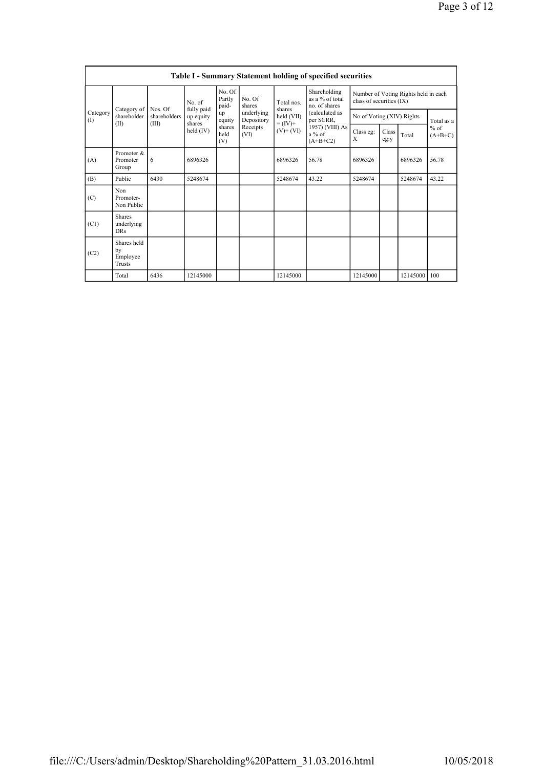**Table I - Summary Statement holding of specified securities**

| Category (I) | Category of shareholder (II) | Nos. Of shareholders (III) | No. of fully paid up equity shares held (IV) | No. Of Partly paid-up equity shares held (V) | No. Of shares underlying Depository Receipts (VI) | Total nos. shares held (VII) = (IV)+ (V)+ (VI) | Shareholding as a % of total no. of shares (calculated as per SCRR, 1957) (VIII) As a % of (A+B+C2) | Number of Voting Rights held in each class of securities (IX) | | | |
|---|---|---|---|---|---|---|---|---|---|---|---|
| | | | | | | | | No of Voting (XIV) Rights | | | Total as a % of (A+B+C) |
| | | | | | | | | Class eg: X | Class eg:y | Total | |
| (A) | Promoter & Promoter Group | 6 | 6896326 | | | 6896326 | 56.78 | 6896326 | | 6896326 | 56.78 |
| (B) | Public | 6430 | 5248674 | | | 5248674 | 43.22 | 5248674 | | 5248674 | 43.22 |
| (C) | Non Promoter- Non Public | | | | | | | | | | |
| (C1) | Shares underlying DRs | | | | | | | | | | |
| (C2) | Shares held by Employee Trusts | | | | | | | | | | |
| | Total | 6436 | 12145000 | | | 12145000 | | 12145000 | | 12145000 | 100 |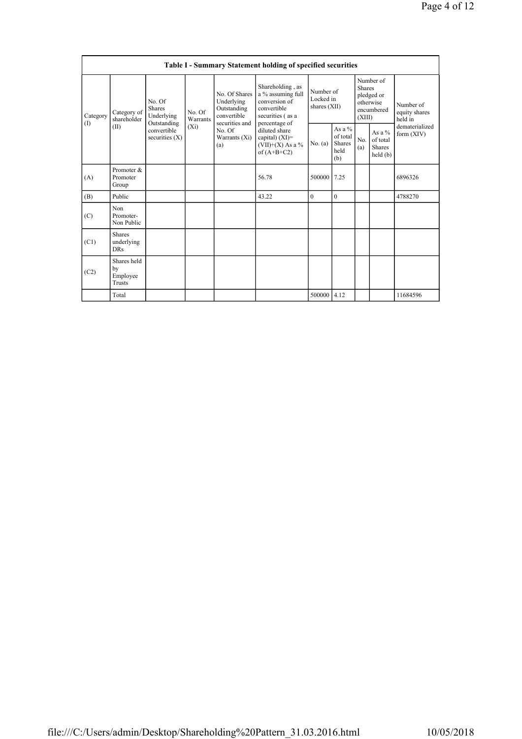| Table I - Summary Statement holding of specified securities | | | | | | | | | | | |
|---|---|---|---|---|---|---|---|---|---|---|---|
| Category (I) | Category of shareholder (II) | No. Of Shares Underlying Outstanding convertible securities (X) | No. Of Warrants (Xi) | No. Of Shares Underlying Outstanding convertible securities and No. Of Warrants (Xi) (a) | Shareholding , as a % assuming full conversion of convertible securities ( as a percentage of diluted share capital) (XI)= (VII)+(X) As a % of (A+B+C2) | Number of Locked in shares (XII) | | Number of Shares pledged or otherwise encumbered (XIII) | | Number of equity shares held in dematerialized form (XIV) |
| | | | | | | No. (a) | As a % of total Shares held (b) | No. (a) | As a % of total Shares held (b) | |
| (A) | Promoter & Promoter Group | | | | 56.78 | 500000 | 7.25 | | | 6896326 |
| (B) | Public | | | | 43.22 | 0 | 0 | | | 4788270 |
| (C) | Non Promoter- Non Public | | | | | | | | | |
| (C1) | Shares underlying DRs | | | | | | | | | |
| (C2) | Shares held by Employee Trusts | | | | | | | | | |
| | Total | | | | | 500000 | 4.12 | | | 11684596 |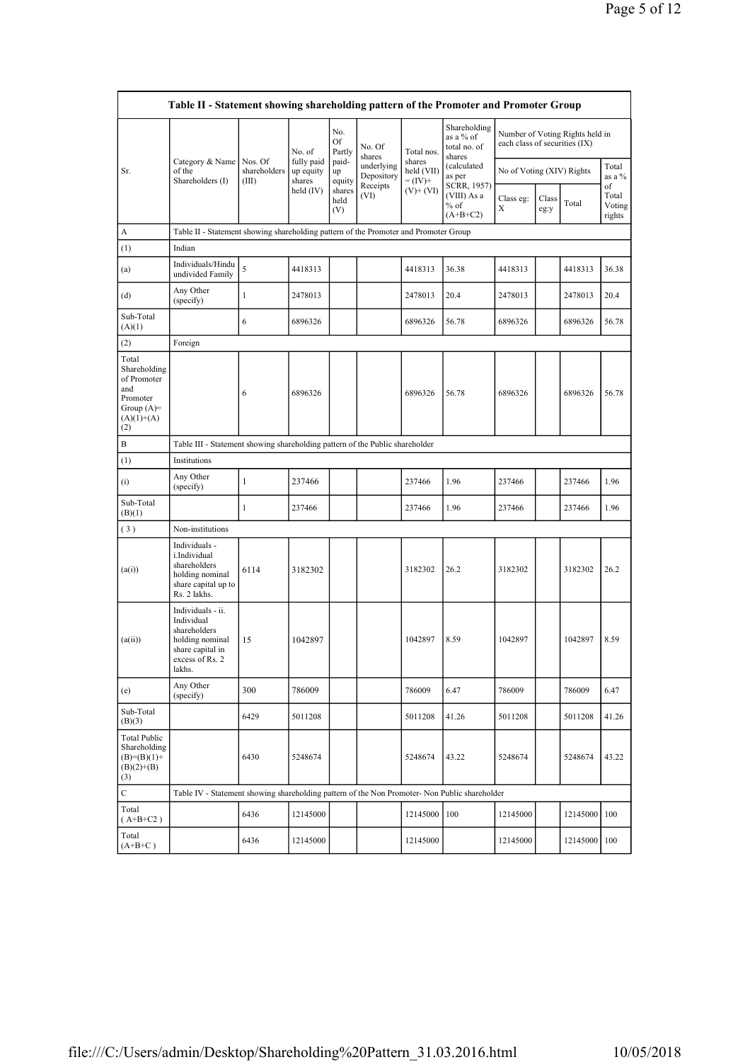| Table II - Statement showing shareholding pattern of the Promoter and Promoter Group | | | | | | | | | | | | |
|---|---|---|---|---|---|---|---|---|---|---|---|---|
| Sr. | Category & Name of the Shareholders (I) | Nos. Of shareholders (III) | No. of fully paid up equity shares held (IV) | No. Of Partly paid-up equity shares held (V) | No. Of shares underlying Depository Receipts (VI) | Total nos. shares held (VII) = (IV)+ (V)+ (VI) | Shareholding as a % of total no. of shares (calculated as per SCRR, 1957) (VIII) As a % of (A+B+C2) | Number of Voting Rights held in each class of securities (IX) | | | | |
| | | | | | | | | No of Voting (XIV) Rights | | | Total as a % of Total Voting rights |
| | | | | | | | | Class eg: X | Class eg:y | Total | |
| A | Table II - Statement showing shareholding pattern of the Promoter and Promoter Group | | | | | | | | | | |
| (1) | Indian | | | | | | | | | | |
| (a) | Individuals/Hindu undivided Family | 5 | 4418313 | | | 4418313 | 36.38 | 4418313 | | 4418313 | 36.38 |
| (d) | Any Other (specify) | 1 | 2478013 | | | 2478013 | 20.4 | 2478013 | | 2478013 | 20.4 |
| Sub-Total (A)(1) | | 6 | 6896326 | | | 6896326 | 56.78 | 6896326 | | 6896326 | 56.78 |
| (2) | Foreign | | | | | | | | | | |
| Total Shareholding of Promoter and Promoter Group (A)=(A)(1)+(A)(2) | | 6 | 6896326 | | | 6896326 | 56.78 | 6896326 | | 6896326 | 56.78 |
| B | Table III - Statement showing shareholding pattern of the Public shareholder | | | | | | | | | | |
| (1) | Institutions | | | | | | | | | | |
| (i) | Any Other (specify) | 1 | 237466 | | | 237466 | 1.96 | 237466 | | 237466 | 1.96 |
| Sub-Total (B)(1) | | 1 | 237466 | | | 237466 | 1.96 | 237466 | | 237466 | 1.96 |
| (3) | Non-institutions | | | | | | | | | | |
| (a(i)) | Individuals - i.Individual shareholders holding nominal share capital up to Rs. 2 lakhs. | 6114 | 3182302 | | | 3182302 | 26.2 | 3182302 | | 3182302 | 26.2 |
| (a(ii)) | Individuals - ii. Individual shareholders holding nominal share capital in excess of Rs. 2 lakhs. | 15 | 1042897 | | | 1042897 | 8.59 | 1042897 | | 1042897 | 8.59 |
| (e) | Any Other (specify) | 300 | 786009 | | | 786009 | 6.47 | 786009 | | 786009 | 6.47 |
| Sub-Total (B)(3) | | 6429 | 5011208 | | | 5011208 | 41.26 | 5011208 | | 5011208 | 41.26 |
| Total Public Shareholding (B)=(B)(1)+(B)(2)+(B)(3) | | 6430 | 5248674 | | | 5248674 | 43.22 | 5248674 | | 5248674 | 43.22 |
| C | Table IV - Statement showing shareholding pattern of the Non Promoter- Non Public shareholder | | | | | | | | | | |
| Total ( A+B+C2 ) | | 6436 | 12145000 | | | 12145000 | 100 | 12145000 | | 12145000 | 100 |
| Total (A+B+C ) | | 6436 | 12145000 | | | 12145000 | | 12145000 | | 12145000 | 100 |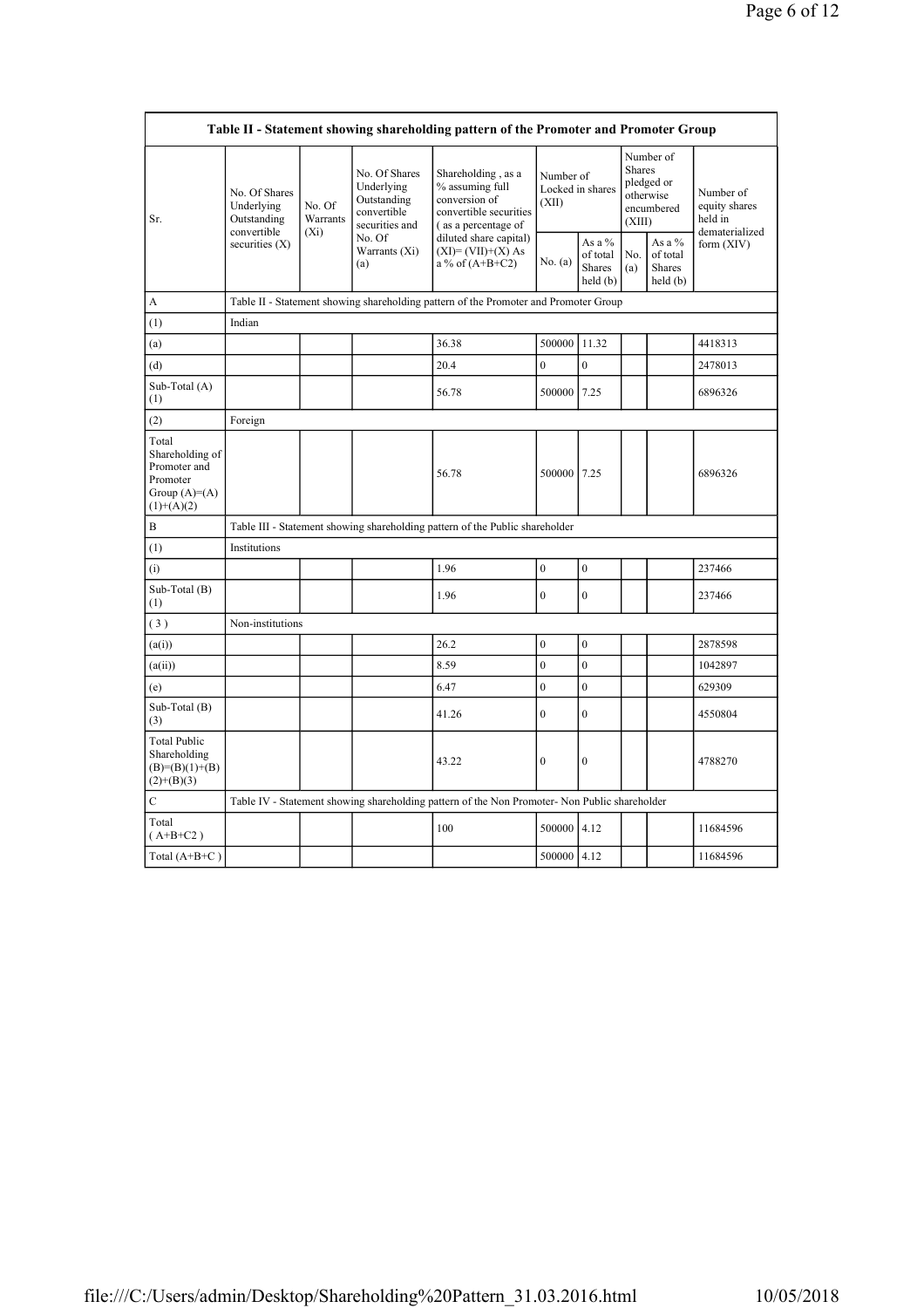| Table II - Statement showing shareholding pattern of the Promoter and Promoter Group | | | | | | | | | |
|---|---|---|---|---|---|---|---|---|---|
| Sr. | No. Of Shares Underlying Outstanding convertible securities (X) | No. Of Warrants (Xi) | No. Of Shares Underlying Outstanding convertible securities and No. Of Warrants (Xi) (a) | Shareholding , as a % assuming full conversion of convertible securities ( as a percentage of diluted share capital) (XI)= (VII)+(X) As a % of (A+B+C2) | Number of Locked in shares (XII) | | Number of Shares pledged or otherwise encumbered (XIII) | | Number of equity shares held in dematerialized form (XIV) |
| | | | | | No. (a) | As a % of total Shares held (b) | No. (a) | As a % of total Shares held (b) | |
| A | Table II - Statement showing shareholding pattern of the Promoter and Promoter Group | | | | | | | | |
| (1) | Indian | | | | | | | | |
| (a) | | | | 36.38 | 500000 | 11.32 | | | 4418313 |
| (d) | | | | 20.4 | 0 | 0 | | | 2478013 |
| Sub-Total (A) (1) | | | | 56.78 | 500000 | 7.25 | | | 6896326 |
| (2) | Foreign | | | | | | | | |
| Total Shareholding of Promoter and Promoter Group (A)=(A)(1)+(A)(2) | | | | 56.78 | 500000 | 7.25 | | | 6896326 |
| B | Table III - Statement showing shareholding pattern of the Public shareholder | | | | | | | | |
| (1) | Institutions | | | | | | | | |
| (i) | | | | 1.96 | 0 | 0 | | | 237466 |
| Sub-Total (B) (1) | | | | 1.96 | 0 | 0 | | | 237466 |
| ( 3 ) | Non-institutions | | | | | | | | |
| (a(i)) | | | | 26.2 | 0 | 0 | | | 2878598 |
| (a(ii)) | | | | 8.59 | 0 | 0 | | | 1042897 |
| (e) | | | | 6.47 | 0 | 0 | | | 629309 |
| Sub-Total (B) (3) | | | | 41.26 | 0 | 0 | | | 4550804 |
| Total Public Shareholding (B)=(B)(1)+(B)(2)+(B)(3) | | | | 43.22 | 0 | 0 | | | 4788270 |
| C | Table IV - Statement showing shareholding pattern of the Non Promoter- Non Public shareholder | | | | | | | | |
| Total ( A+B+C2 ) | | | | 100 | 500000 | 4.12 | | | 11684596 |
| Total (A+B+C ) | | | | | 500000 | 4.12 | | | 11684596 |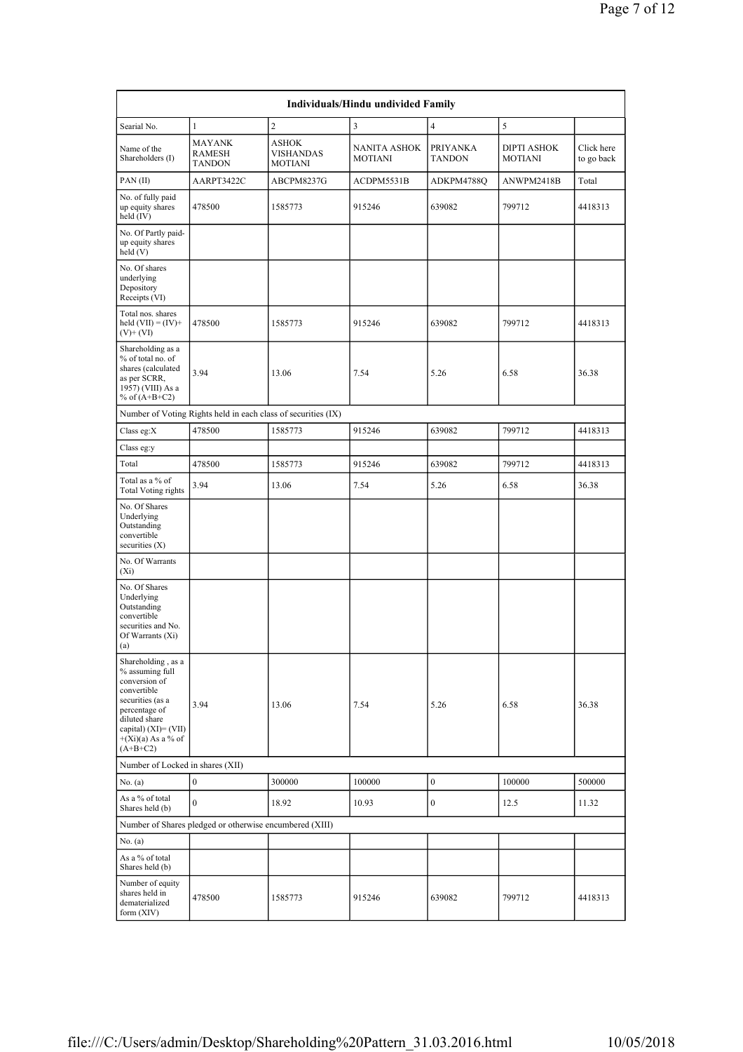| Individuals/Hindu undivided Family | | | | | | |
|---|---|---|---|---|---|---|
| Searial No. | 1 | 2 | 3 | 4 | 5 | |
| Name of the Shareholders (I) | MAYANK RAMESH TANDON | ASHOK VISHANDAS MOTIANI | NANITA ASHOK MOTIANI | PRIYANKA TANDON | DIPTI ASHOK MOTIANI | Click here to go back |
| PAN (II) | AARPT3422C | ABCPM8237G | ACDPM5531B | ADKPM4788Q | ANWPM2418B | Total |
| No. of fully paid up equity shares held (IV) | 478500 | 1585773 | 915246 | 639082 | 799712 | 4418313 |
| No. Of Partly paid-up equity shares held (V) | | | | | | |
| No. Of shares underlying Depository Receipts (VI) | | | | | | |
| Total nos. shares held (VII) = (IV)+(V)+ (VI) | 478500 | 1585773 | 915246 | 639082 | 799712 | 4418313 |
| Shareholding as a % of total no. of shares (calculated as per SCRR, 1957) (VIII) As a % of (A+B+C2) | 3.94 | 13.06 | 7.54 | 5.26 | 6.58 | 36.38 |
| Number of Voting Rights held in each class of securities (IX) | | | | | | |
| Class eg:X | 478500 | 1585773 | 915246 | 639082 | 799712 | 4418313 |
| Class eg:y | | | | | | |
| Total | 478500 | 1585773 | 915246 | 639082 | 799712 | 4418313 |
| Total as a % of Total Voting rights | 3.94 | 13.06 | 7.54 | 5.26 | 6.58 | 36.38 |
| No. Of Shares Underlying Outstanding convertible securities (X) | | | | | | |
| No. Of Warrants (Xi) | | | | | | |
| No. Of Shares Underlying Outstanding convertible securities and No. Of Warrants (Xi) (a) | | | | | | |
| Shareholding , as a % assuming full conversion of convertible securities (as a percentage of diluted share capital) (XI)= (VII)+(Xi)(a) As a % of (A+B+C2) | 3.94 | 13.06 | 7.54 | 5.26 | 6.58 | 36.38 |
| Number of Locked in shares (XII) | | | | | | |
| No. (a) | 0 | 300000 | 100000 | 0 | 100000 | 500000 |
| As a % of total Shares held (b) | 0 | 18.92 | 10.93 | 0 | 12.5 | 11.32 |
| Number of Shares pledged or otherwise encumbered (XIII) | | | | | | |
| No. (a) | | | | | | |
| As a % of total Shares held (b) | | | | | | |
| Number of equity shares held in dematerialized form (XIV) | 478500 | 1585773 | 915246 | 639082 | 799712 | 4418313 |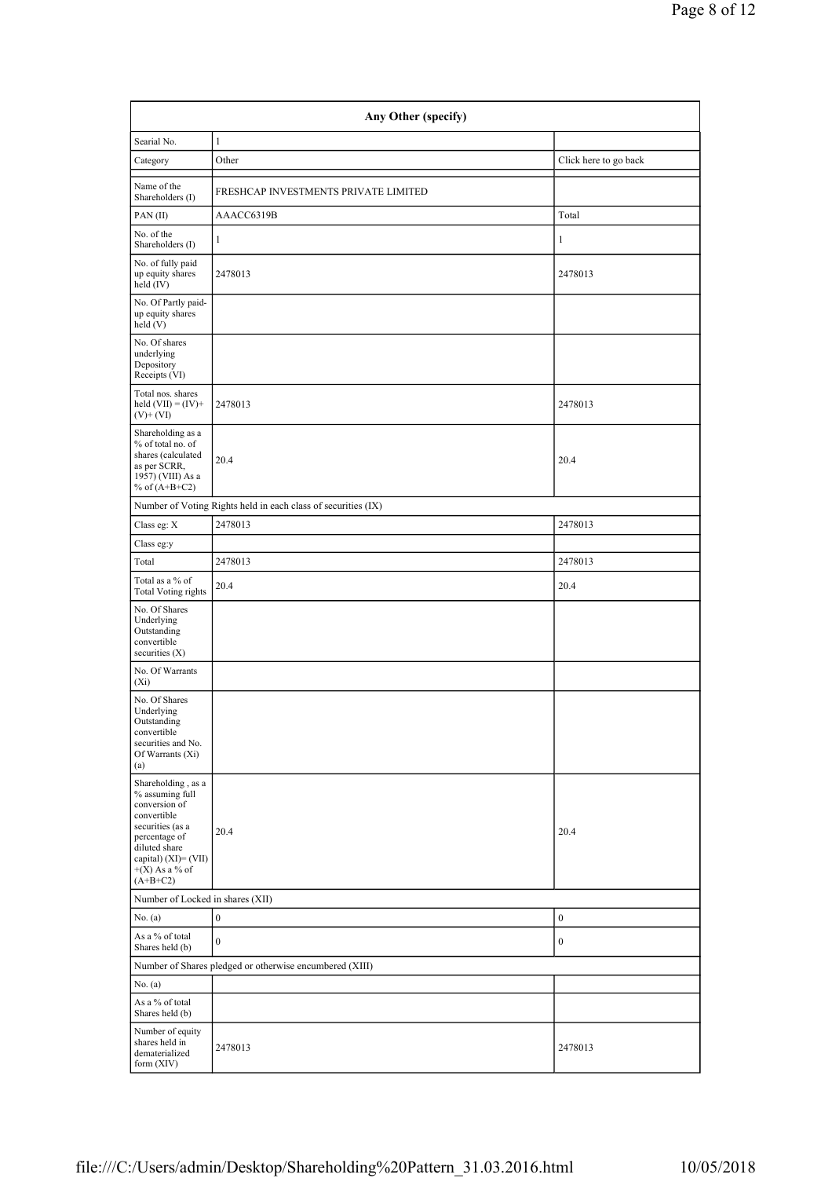| Any Other (specify) | | |
|---|---|---|
| Searial No. | 1 | |
| Category | Other | Click here to go back |
| Name of the Shareholders (I) | FRESHCAP INVESTMENTS PRIVATE LIMITED | |
| PAN (II) | AAACC6319B | Total |
| No. of the Shareholders (I) | 1 | 1 |
| No. of fully paid up equity shares held (IV) | 2478013 | 2478013 |
| No. Of Partly paid-up equity shares held (V) | | |
| No. Of shares underlying Depository Receipts (VI) | | |
| Total nos. shares held (VII) = (IV)+ (V)+ (VI) | 2478013 | 2478013 |
| Shareholding as a % of total no. of shares (calculated as per SCRR, 1957) (VIII) As a % of (A+B+C2) | 20.4 | 20.4 |
| Number of Voting Rights held in each class of securities (IX) | | |
| Class eg: X | 2478013 | 2478013 |
| Class eg:y | | |
| Total | 2478013 | 2478013 |
| Total as a % of Total Voting rights | 20.4 | 20.4 |
| No. Of Shares Underlying Outstanding convertible securities (X) | | |
| No. Of Warrants (Xi) | | |
| No. Of Shares Underlying Outstanding convertible securities and No. Of Warrants (Xi) (a) | | |
| Shareholding , as a % assuming full conversion of convertible securities (as a percentage of diluted share capital) (XI)= (VII) +(X) As a % of (A+B+C2) | 20.4 | 20.4 |
| Number of Locked in shares (XII) | | |
| No. (a) | 0 | 0 |
| As a % of total Shares held (b) | 0 | 0 |
| Number of Shares pledged or otherwise encumbered (XIII) | | |
| No. (a) | | |
| As a % of total Shares held (b) | | |
| Number of equity shares held in dematerialized form (XIV) | 2478013 | 2478013 |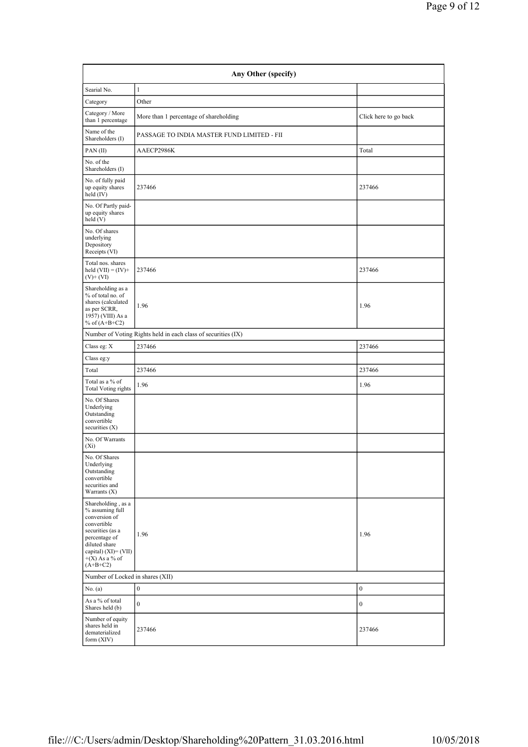| Any Other (specify) | | |
|---|---|---|
| Searial No. | 1 | |
| Category | Other | |
| Category / More than 1 percentage | More than 1 percentage of shareholding | Click here to go back |
| Name of the Shareholders (I) | PASSAGE TO INDIA MASTER FUND LIMITED - FII | |
| PAN (II) | AAECP2986K | Total |
| No. of the Shareholders (I) | | |
| No. of fully paid up equity shares held (IV) | 237466 | 237466 |
| No. Of Partly paid-up equity shares held (V) | | |
| No. Of shares underlying Depository Receipts (VI) | | |
| Total nos. shares held (VII) = (IV)+ (V)+ (VI) | 237466 | 237466 |
| Shareholding as a % of total no. of shares (calculated as per SCRR, 1957) (VIII) As a % of (A+B+C2) | 1.96 | 1.96 |
| Number of Voting Rights held in each class of securities (IX) | | |
| Class eg: X | 237466 | 237466 |
| Class eg:y | | |
| Total | 237466 | 237466 |
| Total as a % of Total Voting rights | 1.96 | 1.96 |
| No. Of Shares Underlying Outstanding convertible securities (X) | | |
| No. Of Warrants (Xi) | | |
| No. Of Shares Underlying Outstanding convertible securities and Warrants (X) | | |
| Shareholding , as a % assuming full conversion of convertible securities (as a percentage of diluted share capital) (XI)= (VII) +(X) As a % of (A+B+C2) | 1.96 | 1.96 |
| Number of Locked in shares (XII) | | |
| No. (a) | 0 | 0 |
| As a % of total Shares held (b) | 0 | 0 |
| Number of equity shares held in dematerialized form (XIV) | 237466 | 237466 |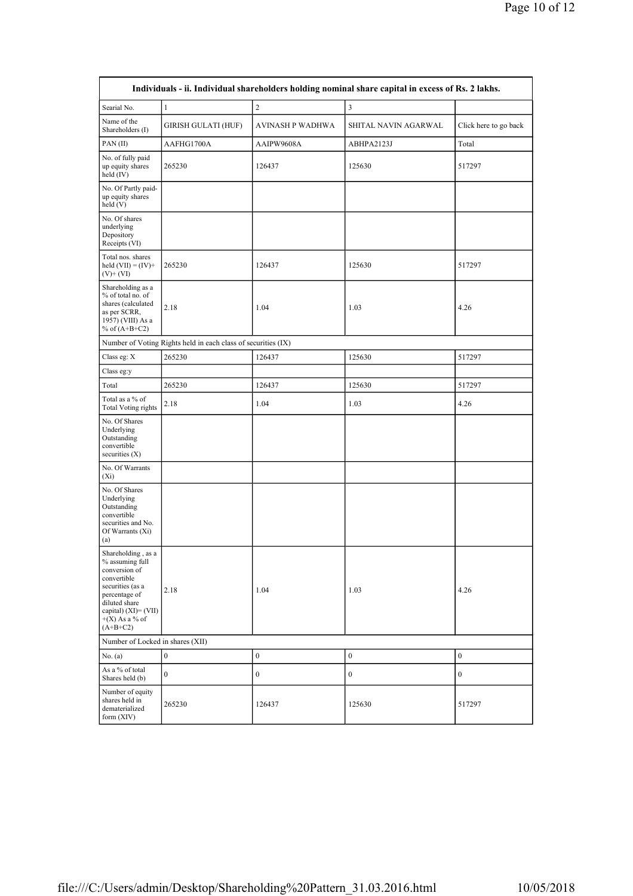| Individuals - ii. Individual shareholders holding nominal share capital in excess of Rs. 2 lakhs. | | | | |
|---|---|---|---|---|
| Searial No. | 1 | 2 | 3 | |
| Name of the Shareholders (I) | GIRISH GULATI (HUF) | AVINASH P WADHWA | SHITAL NAVIN AGARWAL | Click here to go back |
| PAN (II) | AAFHG1700A | AAIPW9608A | ABHPA2123J | Total |
| No. of fully paid up equity shares held (IV) | 265230 | 126437 | 125630 | 517297 |
| No. Of Partly paid-up equity shares held (V) | | | | |
| No. Of shares underlying Depository Receipts (VI) | | | | |
| Total nos. shares held (VII) = (IV)+(V)+ (VI) | 265230 | 126437 | 125630 | 517297 |
| Shareholding as a % of total no. of shares (calculated as per SCRR, 1957) (VIII) As a % of (A+B+C2) | 2.18 | 1.04 | 1.03 | 4.26 |
| Number of Voting Rights held in each class of securities (IX) | | | | |
| Class eg: X | 265230 | 126437 | 125630 | 517297 |
| Class eg:y | | | | |
| Total | 265230 | 126437 | 125630 | 517297 |
| Total as a % of Total Voting rights | 2.18 | 1.04 | 1.03 | 4.26 |
| No. Of Shares Underlying Outstanding convertible securities (X) | | | | |
| No. Of Warrants (Xi) | | | | |
| No. Of Shares Underlying Outstanding convertible securities and No. Of Warrants (Xi) (a) | | | | |
| Shareholding , as a % assuming full conversion of convertible securities (as a percentage of diluted share capital) (XI)= (VII)+(X) As a % of (A+B+C2) | 2.18 | 1.04 | 1.03 | 4.26 |
| Number of Locked in shares (XII) | | | | |
| No. (a) | 0 | 0 | 0 | 0 |
| As a % of total Shares held (b) | 0 | 0 | 0 | 0 |
| Number of equity shares held in dematerialized form (XIV) | 265230 | 126437 | 125630 | 517297 |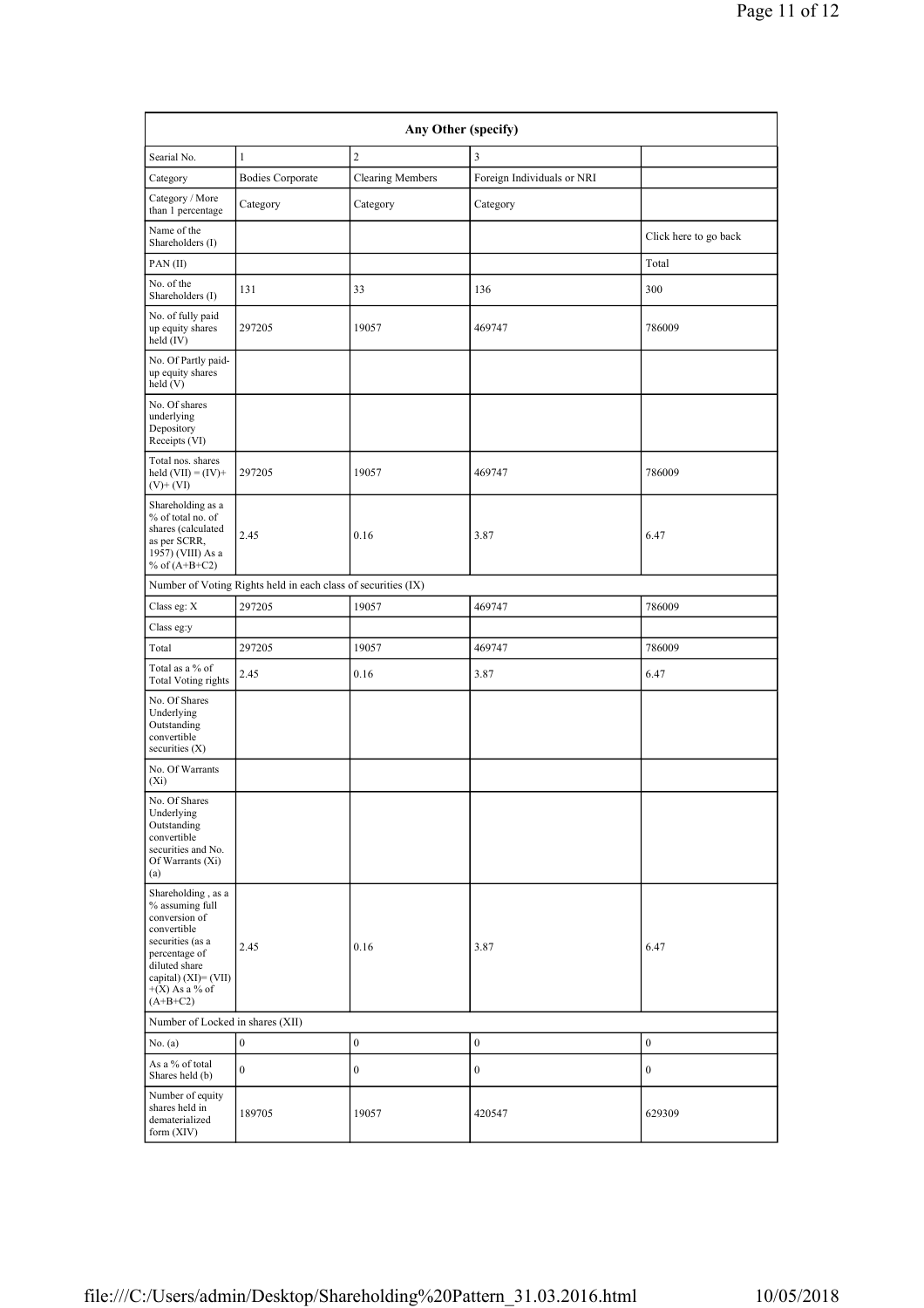| Any Other (specify) | | | | |
|---|---|---|---|---|
| Searial No. | 1 | 2 | 3 | |
| Category | Bodies Corporate | Clearing Members | Foreign Individuals or NRI | |
| Category / More than 1 percentage | Category | Category | Category | |
| Name of the Shareholders (I) | | | | Click here to go back |
| PAN (II) | | | | Total |
| No. of the Shareholders (I) | 131 | 33 | 136 | 300 |
| No. of fully paid up equity shares held (IV) | 297205 | 19057 | 469747 | 786009 |
| No. Of Partly paid-up equity shares held (V) | | | | |
| No. Of shares underlying Depository Receipts (VI) | | | | |
| Total nos. shares held (VII) = (IV)+ (V)+ (VI) | 297205 | 19057 | 469747 | 786009 |
| Shareholding as a % of total no. of shares (calculated as per SCRR, 1957) (VIII) As a % of (A+B+C2) | 2.45 | 0.16 | 3.87 | 6.47 |
| Number of Voting Rights held in each class of securities (IX) | | | | |
| Class eg: X | 297205 | 19057 | 469747 | 786009 |
| Class eg:y | | | | |
| Total | 297205 | 19057 | 469747 | 786009 |
| Total as a % of Total Voting rights | 2.45 | 0.16 | 3.87 | 6.47 |
| No. Of Shares Underlying Outstanding convertible securities (X) | | | | |
| No. Of Warrants (Xi) | | | | |
| No. Of Shares Underlying Outstanding convertible securities and No. Of Warrants (Xi) (a) | | | | |
| Shareholding , as a % assuming full conversion of convertible securities (as a percentage of diluted share capital) (XI)= (VII) +(X) As a % of (A+B+C2) | 2.45 | 0.16 | 3.87 | 6.47 |
| Number of Locked in shares (XII) | | | | |
| No. (a) | 0 | 0 | 0 | 0 |
| As a % of total Shares held (b) | 0 | 0 | 0 | 0 |
| Number of equity shares held in dematerialized form (XIV) | 189705 | 19057 | 420547 | 629309 |